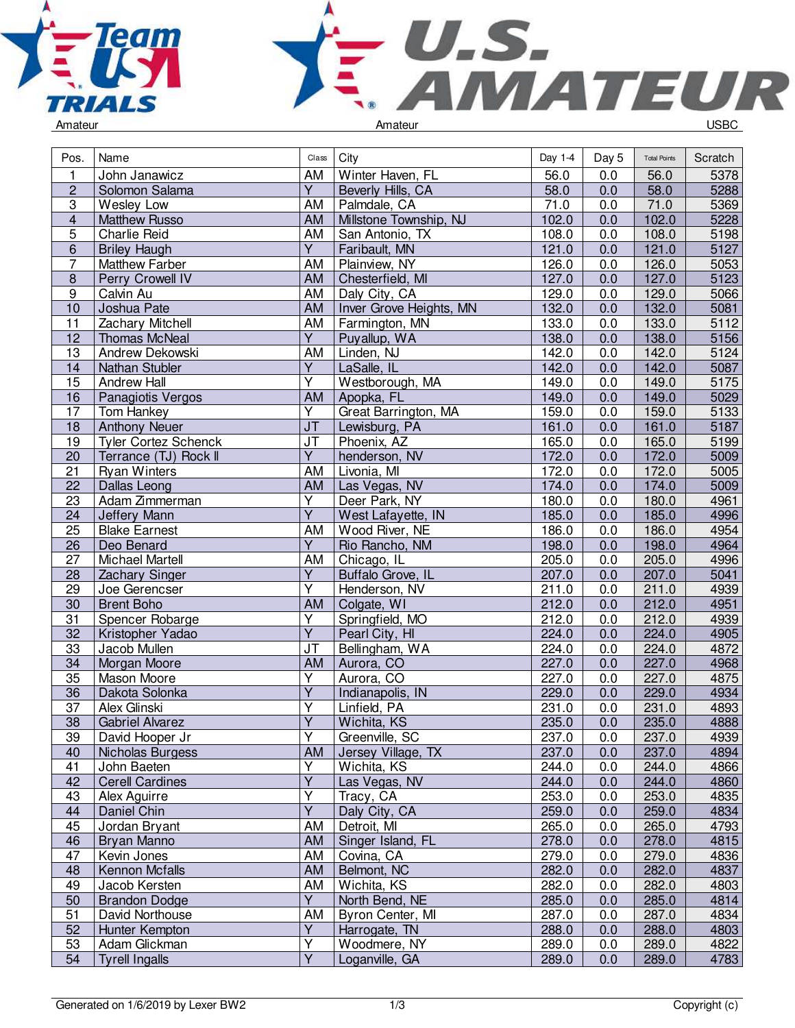Amateur | Amateur | USBC

| Pos. | Name | Class | City | Day 1-4 | Day 5 | Total Points | Scratch |
|---|---|---|---|---|---|---|---|
| 1 | John Janawicz | AM | Winter Haven, FL | 56.0 | 0.0 | 56.0 | 5378 |
| 2 | Solomon Salama | Y | Beverly Hills, CA | 58.0 | 0.0 | 58.0 | 5288 |
| 3 | Wesley Low | AM | Palmdale, CA | 71.0 | 0.0 | 71.0 | 5369 |
| 4 | Matthew Russo | AM | Millstone Township, NJ | 102.0 | 0.0 | 102.0 | 5228 |
| 5 | Charlie Reid | AM | San Antonio, TX | 108.0 | 0.0 | 108.0 | 5198 |
| 6 | Briley Haugh | Y | Faribault, MN | 121.0 | 0.0 | 121.0 | 5127 |
| 7 | Matthew Farber | AM | Plainview, NY | 126.0 | 0.0 | 126.0 | 5053 |
| 8 | Perry Crowell IV | AM | Chesterfield, MI | 127.0 | 0.0 | 127.0 | 5123 |
| 9 | Calvin Au | AM | Daly City, CA | 129.0 | 0.0 | 129.0 | 5066 |
| 10 | Joshua Pate | AM | Inver Grove Heights, MN | 132.0 | 0.0 | 132.0 | 5081 |
| 11 | Zachary Mitchell | AM | Farmington, MN | 133.0 | 0.0 | 133.0 | 5112 |
| 12 | Thomas McNeal | Y | Puyallup, WA | 138.0 | 0.0 | 138.0 | 5156 |
| 13 | Andrew Dekowski | AM | Linden, NJ | 142.0 | 0.0 | 142.0 | 5124 |
| 14 | Nathan Stubler | Y | LaSalle, IL | 142.0 | 0.0 | 142.0 | 5087 |
| 15 | Andrew Hall | Y | Westborough, MA | 149.0 | 0.0 | 149.0 | 5175 |
| 16 | Panagiotis Vergos | AM | Apopka, FL | 149.0 | 0.0 | 149.0 | 5029 |
| 17 | Tom Hankey | Y | Great Barrington, MA | 159.0 | 0.0 | 159.0 | 5133 |
| 18 | Anthony Neuer | JT | Lewisburg, PA | 161.0 | 0.0 | 161.0 | 5187 |
| 19 | Tyler Cortez Schenck | JT | Phoenix, AZ | 165.0 | 0.0 | 165.0 | 5199 |
| 20 | Terrance (TJ) Rock II | Y | henderson, NV | 172.0 | 0.0 | 172.0 | 5009 |
| 21 | Ryan Winters | AM | Livonia, MI | 172.0 | 0.0 | 172.0 | 5005 |
| 22 | Dallas Leong | AM | Las Vegas, NV | 174.0 | 0.0 | 174.0 | 5009 |
| 23 | Adam Zimmerman | Y | Deer Park, NY | 180.0 | 0.0 | 180.0 | 4961 |
| 24 | Jeffery Mann | Y | West Lafayette, IN | 185.0 | 0.0 | 185.0 | 4996 |
| 25 | Blake Earnest | AM | Wood River, NE | 186.0 | 0.0 | 186.0 | 4954 |
| 26 | Deo Benard | Y | Rio Rancho, NM | 198.0 | 0.0 | 198.0 | 4964 |
| 27 | Michael Martell | AM | Chicago, IL | 205.0 | 0.0 | 205.0 | 4996 |
| 28 | Zachary Singer | Y | Buffalo Grove, IL | 207.0 | 0.0 | 207.0 | 5041 |
| 29 | Joe Gerencser | Y | Henderson, NV | 211.0 | 0.0 | 211.0 | 4939 |
| 30 | Brent Boho | AM | Colgate, WI | 212.0 | 0.0 | 212.0 | 4951 |
| 31 | Spencer Robarge | Y | Springfield, MO | 212.0 | 0.0 | 212.0 | 4939 |
| 32 | Kristopher Yadao | Y | Pearl City, HI | 224.0 | 0.0 | 224.0 | 4905 |
| 33 | Jacob Mullen | JT | Bellingham, WA | 224.0 | 0.0 | 224.0 | 4872 |
| 34 | Morgan Moore | AM | Aurora, CO | 227.0 | 0.0 | 227.0 | 4968 |
| 35 | Mason Moore | Y | Aurora, CO | 227.0 | 0.0 | 227.0 | 4875 |
| 36 | Dakota Solonka | Y | Indianapolis, IN | 229.0 | 0.0 | 229.0 | 4934 |
| 37 | Alex Glinski | Y | Linfield, PA | 231.0 | 0.0 | 231.0 | 4893 |
| 38 | Gabriel Alvarez | Y | Wichita, KS | 235.0 | 0.0 | 235.0 | 4888 |
| 39 | David Hooper Jr | Y | Greenville, SC | 237.0 | 0.0 | 237.0 | 4939 |
| 40 | Nicholas Burgess | AM | Jersey Village, TX | 237.0 | 0.0 | 237.0 | 4894 |
| 41 | John Baeten | Y | Wichita, KS | 244.0 | 0.0 | 244.0 | 4866 |
| 42 | Cerell Cardines | Y | Las Vegas, NV | 244.0 | 0.0 | 244.0 | 4860 |
| 43 | Alex Aguirre | Y | Tracy, CA | 253.0 | 0.0 | 253.0 | 4835 |
| 44 | Daniel Chin | Y | Daly City, CA | 259.0 | 0.0 | 259.0 | 4834 |
| 45 | Jordan Bryant | AM | Detroit, MI | 265.0 | 0.0 | 265.0 | 4793 |
| 46 | Bryan Manno | AM | Singer Island, FL | 278.0 | 0.0 | 278.0 | 4815 |
| 47 | Kevin Jones | AM | Covina, CA | 279.0 | 0.0 | 279.0 | 4836 |
| 48 | Kennon Mcfalls | AM | Belmont, NC | 282.0 | 0.0 | 282.0 | 4837 |
| 49 | Jacob Kersten | AM | Wichita, KS | 282.0 | 0.0 | 282.0 | 4803 |
| 50 | Brandon Dodge | Y | North Bend, NE | 285.0 | 0.0 | 285.0 | 4814 |
| 51 | David Northouse | AM | Byron Center, MI | 287.0 | 0.0 | 287.0 | 4834 |
| 52 | Hunter Kempton | Y | Harrogate, TN | 288.0 | 0.0 | 288.0 | 4803 |
| 53 | Adam Glickman | Y | Woodmere, NY | 289.0 | 0.0 | 289.0 | 4822 |
| 54 | Tyrell Ingalls | Y | Loganville, GA | 289.0 | 0.0 | 289.0 | 4783 |

Generated on 1/6/2019 by Lexer BW2 | Copyright (c)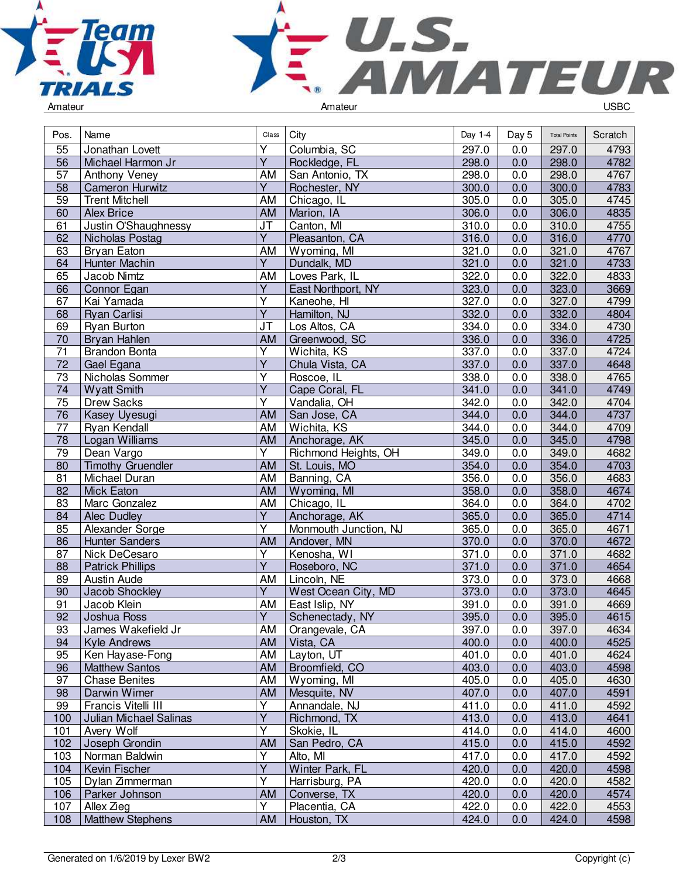Amateur | Amateur | USBC

| Pos. | Name | Class | City | Day 1-4 | Day 5 | Total Points | Scratch |
|---|---|---|---|---|---|---|---|
| 55 | Jonathan Lovett | Y | Columbia, SC | 297.0 | 0.0 | 297.0 | 4793 |
| 56 | Michael Harmon Jr | Y | Rockledge, FL | 298.0 | 0.0 | 298.0 | 4782 |
| 57 | Anthony Veney | AM | San Antonio, TX | 298.0 | 0.0 | 298.0 | 4767 |
| 58 | Cameron Hurwitz | Y | Rochester, NY | 300.0 | 0.0 | 300.0 | 4783 |
| 59 | Trent Mitchell | AM | Chicago, IL | 305.0 | 0.0 | 305.0 | 4745 |
| 60 | Alex Brice | AM | Marion, IA | 306.0 | 0.0 | 306.0 | 4835 |
| 61 | Justin O'Shaughnessy | JT | Canton, MI | 310.0 | 0.0 | 310.0 | 4755 |
| 62 | Nicholas Postag | Y | Pleasanton, CA | 316.0 | 0.0 | 316.0 | 4770 |
| 63 | Bryan Eaton | AM | Wyoming, MI | 321.0 | 0.0 | 321.0 | 4767 |
| 64 | Hunter Machin | Y | Dundalk, MD | 321.0 | 0.0 | 321.0 | 4733 |
| 65 | Jacob Nimtz | AM | Loves Park, IL | 322.0 | 0.0 | 322.0 | 4833 |
| 66 | Connor Egan | Y | East Northport, NY | 323.0 | 0.0 | 323.0 | 3669 |
| 67 | Kai Yamada | Y | Kaneohe, HI | 327.0 | 0.0 | 327.0 | 4799 |
| 68 | Ryan Carlisi | Y | Hamilton, NJ | 332.0 | 0.0 | 332.0 | 4804 |
| 69 | Ryan Burton | JT | Los Altos, CA | 334.0 | 0.0 | 334.0 | 4730 |
| 70 | Bryan Hahlen | AM | Greenwood, SC | 336.0 | 0.0 | 336.0 | 4725 |
| 71 | Brandon Bonta | Y | Wichita, KS | 337.0 | 0.0 | 337.0 | 4724 |
| 72 | Gael Egana | Y | Chula Vista, CA | 337.0 | 0.0 | 337.0 | 4648 |
| 73 | Nicholas Sommer | Y | Roscoe, IL | 338.0 | 0.0 | 338.0 | 4765 |
| 74 | Wyatt Smith | Y | Cape Coral, FL | 341.0 | 0.0 | 341.0 | 4749 |
| 75 | Drew Sacks | Y | Vandalia, OH | 342.0 | 0.0 | 342.0 | 4704 |
| 76 | Kasey Uyesugi | AM | San Jose, CA | 344.0 | 0.0 | 344.0 | 4737 |
| 77 | Ryan Kendall | AM | Wichita, KS | 344.0 | 0.0 | 344.0 | 4709 |
| 78 | Logan Williams | AM | Anchorage, AK | 345.0 | 0.0 | 345.0 | 4798 |
| 79 | Dean Vargo | Y | Richmond Heights, OH | 349.0 | 0.0 | 349.0 | 4682 |
| 80 | Timothy Gruendler | AM | St. Louis, MO | 354.0 | 0.0 | 354.0 | 4703 |
| 81 | Michael Duran | AM | Banning, CA | 356.0 | 0.0 | 356.0 | 4683 |
| 82 | Mick Eaton | AM | Wyoming, MI | 358.0 | 0.0 | 358.0 | 4674 |
| 83 | Marc Gonzalez | AM | Chicago, IL | 364.0 | 0.0 | 364.0 | 4702 |
| 84 | Alec Dudley | Y | Anchorage, AK | 365.0 | 0.0 | 365.0 | 4714 |
| 85 | Alexander Sorge | Y | Monmouth Junction, NJ | 365.0 | 0.0 | 365.0 | 4671 |
| 86 | Hunter Sanders | AM | Andover, MN | 370.0 | 0.0 | 370.0 | 4672 |
| 87 | Nick DeCesaro | Y | Kenosha, WI | 371.0 | 0.0 | 371.0 | 4682 |
| 88 | Patrick Phillips | Y | Roseboro, NC | 371.0 | 0.0 | 371.0 | 4654 |
| 89 | Austin Aude | AM | Lincoln, NE | 373.0 | 0.0 | 373.0 | 4668 |
| 90 | Jacob Shockley | Y | West Ocean City, MD | 373.0 | 0.0 | 373.0 | 4645 |
| 91 | Jacob Klein | AM | East Islip, NY | 391.0 | 0.0 | 391.0 | 4669 |
| 92 | Joshua Ross | Y | Schenectady, NY | 395.0 | 0.0 | 395.0 | 4615 |
| 93 | James Wakefield Jr | AM | Orangevale, CA | 397.0 | 0.0 | 397.0 | 4634 |
| 94 | Kyle Andrews | AM | Vista, CA | 400.0 | 0.0 | 400.0 | 4525 |
| 95 | Ken Hayase-Fong | AM | Layton, UT | 401.0 | 0.0 | 401.0 | 4624 |
| 96 | Matthew Santos | AM | Broomfield, CO | 403.0 | 0.0 | 403.0 | 4598 |
| 97 | Chase Benites | AM | Wyoming, MI | 405.0 | 0.0 | 405.0 | 4630 |
| 98 | Darwin Wimer | AM | Mesquite, NV | 407.0 | 0.0 | 407.0 | 4591 |
| 99 | Francis Vitelli III | Y | Annandale, NJ | 411.0 | 0.0 | 411.0 | 4592 |
| 100 | Julian Michael Salinas | Y | Richmond, TX | 413.0 | 0.0 | 413.0 | 4641 |
| 101 | Avery Wolf | Y | Skokie, IL | 414.0 | 0.0 | 414.0 | 4600 |
| 102 | Joseph Grondin | AM | San Pedro, CA | 415.0 | 0.0 | 415.0 | 4592 |
| 103 | Norman Baldwin | Y | Alto, MI | 417.0 | 0.0 | 417.0 | 4592 |
| 104 | Kevin Fischer | Y | Winter Park, FL | 420.0 | 0.0 | 420.0 | 4598 |
| 105 | Dylan Zimmerman | Y | Harrisburg, PA | 420.0 | 0.0 | 420.0 | 4582 |
| 106 | Parker Johnson | AM | Converse, TX | 420.0 | 0.0 | 420.0 | 4574 |
| 107 | Allex Zieg | Y | Placentia, CA | 422.0 | 0.0 | 422.0 | 4553 |
| 108 | Matthew Stephens | AM | Houston, TX | 424.0 | 0.0 | 424.0 | 4598 |

Generated on 1/6/2019 by Lexer BW2 | Copyright (c)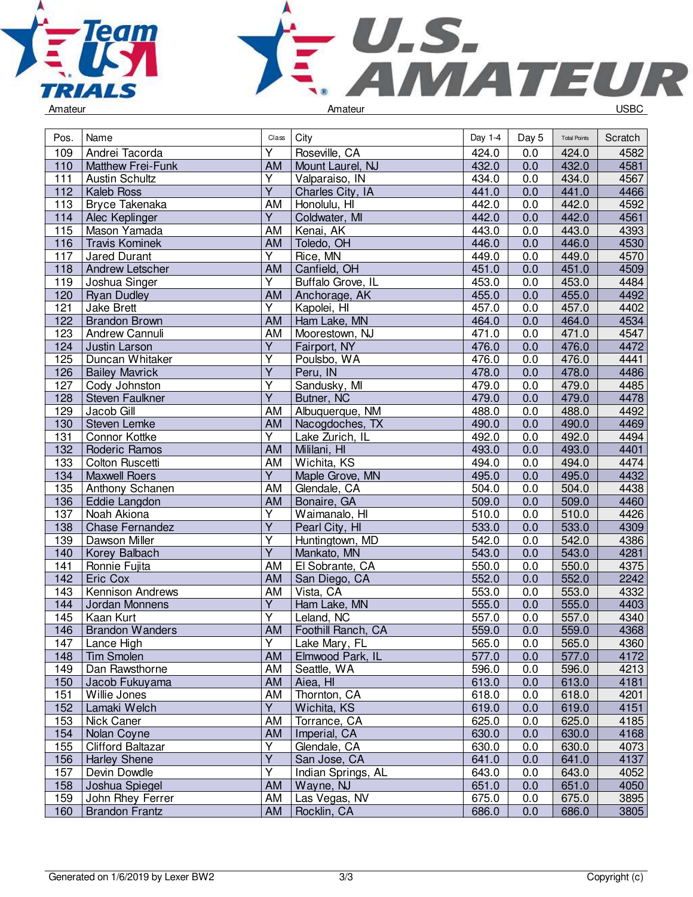Amateur | Amateur | USBC

| Pos. | Name | Class | City | Day 1-4 | Day 5 | Total Points | Scratch |
|---|---|---|---|---|---|---|---|
| 109 | Andrei Tacorda | Y | Roseville, CA | 424.0 | 0.0 | 424.0 | 4582 |
| 110 | Matthew Frei-Funk | AM | Mount Laurel, NJ | 432.0 | 0.0 | 432.0 | 4581 |
| 111 | Austin Schultz | Y | Valparaiso, IN | 434.0 | 0.0 | 434.0 | 4567 |
| 112 | Kaleb Ross | Y | Charles City, IA | 441.0 | 0.0 | 441.0 | 4466 |
| 113 | Bryce Takenaka | AM | Honolulu, HI | 442.0 | 0.0 | 442.0 | 4592 |
| 114 | Alec Keplinger | Y | Coldwater, MI | 442.0 | 0.0 | 442.0 | 4561 |
| 115 | Mason Yamada | AM | Kenai, AK | 443.0 | 0.0 | 443.0 | 4393 |
| 116 | Travis Kominek | AM | Toledo, OH | 446.0 | 0.0 | 446.0 | 4530 |
| 117 | Jared Durant | Y | Rice, MN | 449.0 | 0.0 | 449.0 | 4570 |
| 118 | Andrew Letscher | AM | Canfield, OH | 451.0 | 0.0 | 451.0 | 4509 |
| 119 | Joshua Singer | Y | Buffalo Grove, IL | 453.0 | 0.0 | 453.0 | 4484 |
| 120 | Ryan Dudley | AM | Anchorage, AK | 455.0 | 0.0 | 455.0 | 4492 |
| 121 | Jake Brett | Y | Kapolei, HI | 457.0 | 0.0 | 457.0 | 4402 |
| 122 | Brandon Brown | AM | Ham Lake, MN | 464.0 | 0.0 | 464.0 | 4534 |
| 123 | Andrew Cannuli | AM | Moorestown, NJ | 471.0 | 0.0 | 471.0 | 4547 |
| 124 | Justin Larson | Y | Fairport, NY | 476.0 | 0.0 | 476.0 | 4472 |
| 125 | Duncan Whitaker | Y | Poulsbo, WA | 476.0 | 0.0 | 476.0 | 4441 |
| 126 | Bailey Mavrick | Y | Peru, IN | 478.0 | 0.0 | 478.0 | 4486 |
| 127 | Cody Johnston | Y | Sandusky, MI | 479.0 | 0.0 | 479.0 | 4485 |
| 128 | Steven Faulkner | Y | Butner, NC | 479.0 | 0.0 | 479.0 | 4478 |
| 129 | Jacob Gill | AM | Albuquerque, NM | 488.0 | 0.0 | 488.0 | 4492 |
| 130 | Steven Lemke | AM | Nacogdoches, TX | 490.0 | 0.0 | 490.0 | 4469 |
| 131 | Connor Kottke | Y | Lake Zurich, IL | 492.0 | 0.0 | 492.0 | 4494 |
| 132 | Roderic Ramos | AM | Mililani, HI | 493.0 | 0.0 | 493.0 | 4401 |
| 133 | Colton Ruscetti | AM | Wichita, KS | 494.0 | 0.0 | 494.0 | 4474 |
| 134 | Maxwell Roers | Y | Maple Grove, MN | 495.0 | 0.0 | 495.0 | 4432 |
| 135 | Anthony Schanen | AM | Glendale, CA | 504.0 | 0.0 | 504.0 | 4438 |
| 136 | Eddie Langdon | AM | Bonaire, GA | 509.0 | 0.0 | 509.0 | 4460 |
| 137 | Noah Akiona | Y | Waimanalo, HI | 510.0 | 0.0 | 510.0 | 4426 |
| 138 | Chase Fernandez | Y | Pearl City, HI | 533.0 | 0.0 | 533.0 | 4309 |
| 139 | Dawson Miller | Y | Huntingtown, MD | 542.0 | 0.0 | 542.0 | 4386 |
| 140 | Korey Balbach | Y | Mankato, MN | 543.0 | 0.0 | 543.0 | 4281 |
| 141 | Ronnie Fujita | AM | El Sobrante, CA | 550.0 | 0.0 | 550.0 | 4375 |
| 142 | Eric Cox | AM | San Diego, CA | 552.0 | 0.0 | 552.0 | 2242 |
| 143 | Kennison Andrews | AM | Vista, CA | 553.0 | 0.0 | 553.0 | 4332 |
| 144 | Jordan Monnens | Y | Ham Lake, MN | 555.0 | 0.0 | 555.0 | 4403 |
| 145 | Kaan Kurt | Y | Leland, NC | 557.0 | 0.0 | 557.0 | 4340 |
| 146 | Brandon Wanders | AM | Foothill Ranch, CA | 559.0 | 0.0 | 559.0 | 4368 |
| 147 | Lance High | Y | Lake Mary, FL | 565.0 | 0.0 | 565.0 | 4360 |
| 148 | Tim Smolen | AM | Elmwood Park, IL | 577.0 | 0.0 | 577.0 | 4172 |
| 149 | Dan Rawsthorne | AM | Seattle, WA | 596.0 | 0.0 | 596.0 | 4213 |
| 150 | Jacob Fukuyama | AM | Aiea, HI | 613.0 | 0.0 | 613.0 | 4181 |
| 151 | Willie Jones | AM | Thornton, CA | 618.0 | 0.0 | 618.0 | 4201 |
| 152 | Lamaki Welch | Y | Wichita, KS | 619.0 | 0.0 | 619.0 | 4151 |
| 153 | Nick Caner | AM | Torrance, CA | 625.0 | 0.0 | 625.0 | 4185 |
| 154 | Nolan Coyne | AM | Imperial, CA | 630.0 | 0.0 | 630.0 | 4168 |
| 155 | Clifford Baltazar | Y | Glendale, CA | 630.0 | 0.0 | 630.0 | 4073 |
| 156 | Harley Shene | Y | San Jose, CA | 641.0 | 0.0 | 641.0 | 4137 |
| 157 | Devin Dowdle | Y | Indian Springs, AL | 643.0 | 0.0 | 643.0 | 4052 |
| 158 | Joshua Spiegel | AM | Wayne, NJ | 651.0 | 0.0 | 651.0 | 4050 |
| 159 | John Rhey Ferrer | AM | Las Vegas, NV | 675.0 | 0.0 | 675.0 | 3895 |
| 160 | Brandon Frantz | AM | Rocklin, CA | 686.0 | 0.0 | 686.0 | 3805 |

Generated on 1/6/2019 by Lexer BW2 | Copyright (c)